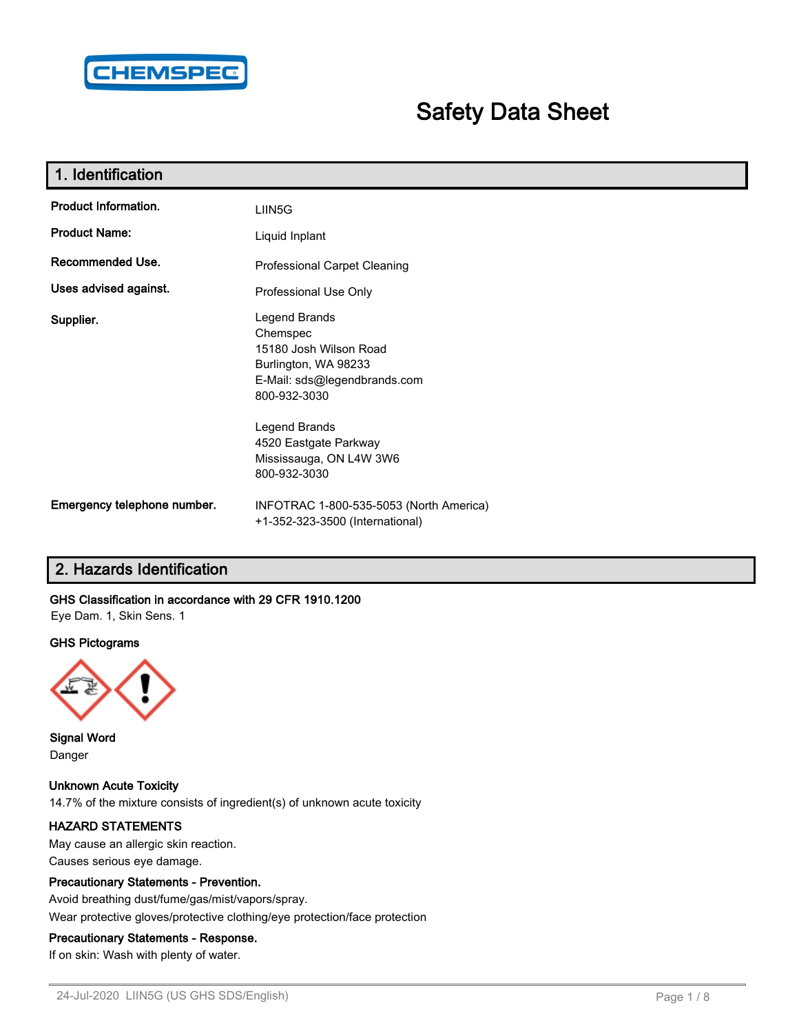# Safety Data Sheet

## 1. Identification

| | |
|---|---|
| **Product Information.** | LIIN5G |
| **Product Name:** | Liquid Inplant |
| **Recommended Use.** | Professional Carpet Cleaning |
| **Uses advised against.** | Professional Use Only |
| **Supplier.** | Legend Brands<br>Chemspec<br>15180 Josh Wilson Road<br>Burlington, WA 98233<br>E-Mail: sds@legendbrands.com<br>800-932-3030<br><br>Legend Brands<br>4520 Eastgate Parkway<br>Mississauga, ON L4W 3W6<br>800-932-3030 |
| **Emergency telephone number.** | INFOTRAC 1-800-535-5053 (North America)<br>+1-352-323-3500 (International) |

## 2. Hazards Identification

**GHS Classification in accordance with 29 CFR 1910.1200**

Eye Dam. 1, Skin Sens. 1

**GHS Pictograms**

**Signal Word**

Danger

**Unknown Acute Toxicity**

14.7% of the mixture consists of ingredient(s) of unknown acute toxicity

**HAZARD STATEMENTS**

May cause an allergic skin reaction.

Causes serious eye damage.

**Precautionary Statements - Prevention.**

Avoid breathing dust/fume/gas/mist/vapors/spray.

Wear protective gloves/protective clothing/eye protection/face protection

**Precautionary Statements - Response.**

If on skin: Wash with plenty of water.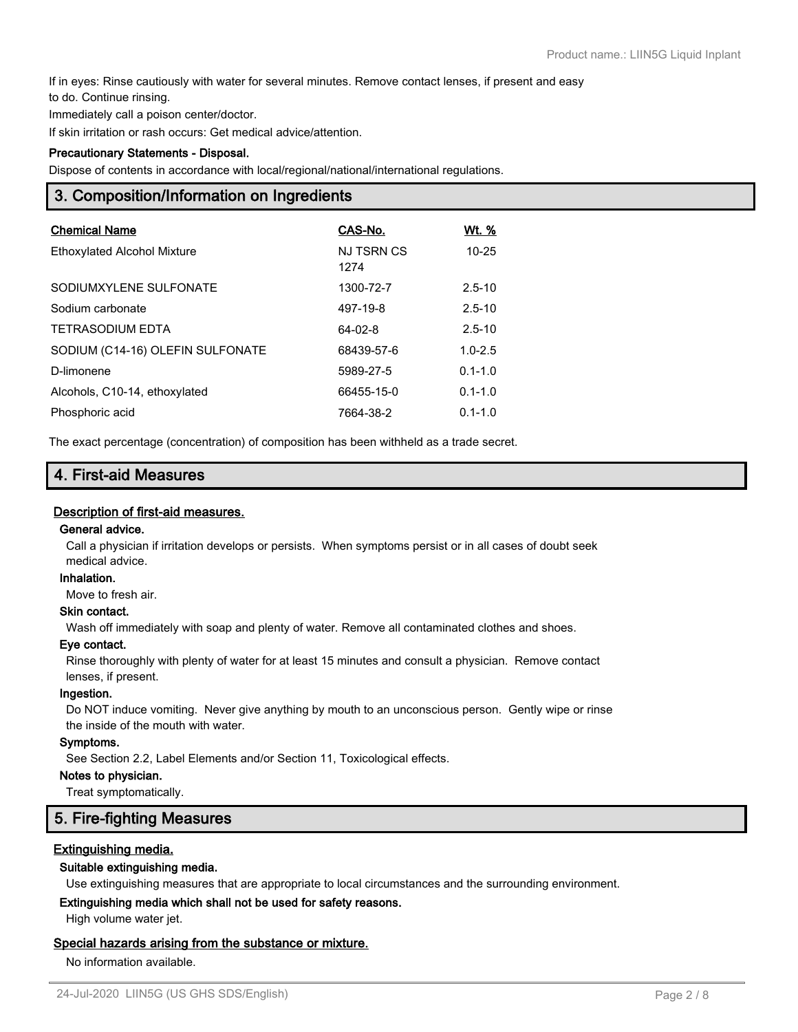If in eyes: Rinse cautiously with water for several minutes. Remove contact lenses, if present and easy to do. Continue rinsing.

Immediately call a poison center/doctor.

If skin irritation or rash occurs: Get medical advice/attention.

**Precautionary Statements - Disposal.**

Dispose of contents in accordance with local/regional/national/international regulations.

## 3. Composition/Information on Ingredients

| Chemical Name | CAS-No. | Wt. % |
|---|---|---|
| Ethoxylated Alcohol Mixture | NJ TSRN CS 1274 | 10-25 |
| SODIUMXYLENE SULFONATE | 1300-72-7 | 2.5-10 |
| Sodium carbonate | 497-19-8 | 2.5-10 |
| TETRASODIUM EDTA | 64-02-8 | 2.5-10 |
| SODIUM (C14-16) OLEFIN SULFONATE | 68439-57-6 | 1.0-2.5 |
| D-limonene | 5989-27-5 | 0.1-1.0 |
| Alcohols, C10-14, ethoxylated | 66455-15-0 | 0.1-1.0 |
| Phosphoric acid | 7664-38-2 | 0.1-1.0 |

The exact percentage (concentration) of composition has been withheld as a trade secret.

## 4. First-aid Measures

### Description of first-aid measures.

**General advice.**

Call a physician if irritation develops or persists. When symptoms persist or in all cases of doubt seek medical advice.

**Inhalation.**

Move to fresh air.

**Skin contact.**

Wash off immediately with soap and plenty of water. Remove all contaminated clothes and shoes.

**Eye contact.**

Rinse thoroughly with plenty of water for at least 15 minutes and consult a physician. Remove contact lenses, if present.

**Ingestion.**

Do NOT induce vomiting. Never give anything by mouth to an unconscious person. Gently wipe or rinse the inside of the mouth with water.

**Symptoms.**

See Section 2.2, Label Elements and/or Section 11, Toxicological effects.

**Notes to physician.**

Treat symptomatically.

## 5. Fire-fighting Measures

### Extinguishing media.

**Suitable extinguishing media.**

Use extinguishing measures that are appropriate to local circumstances and the surrounding environment.

**Extinguishing media which shall not be used for safety reasons.**

High volume water jet.

### Special hazards arising from the substance or mixture.

No information available.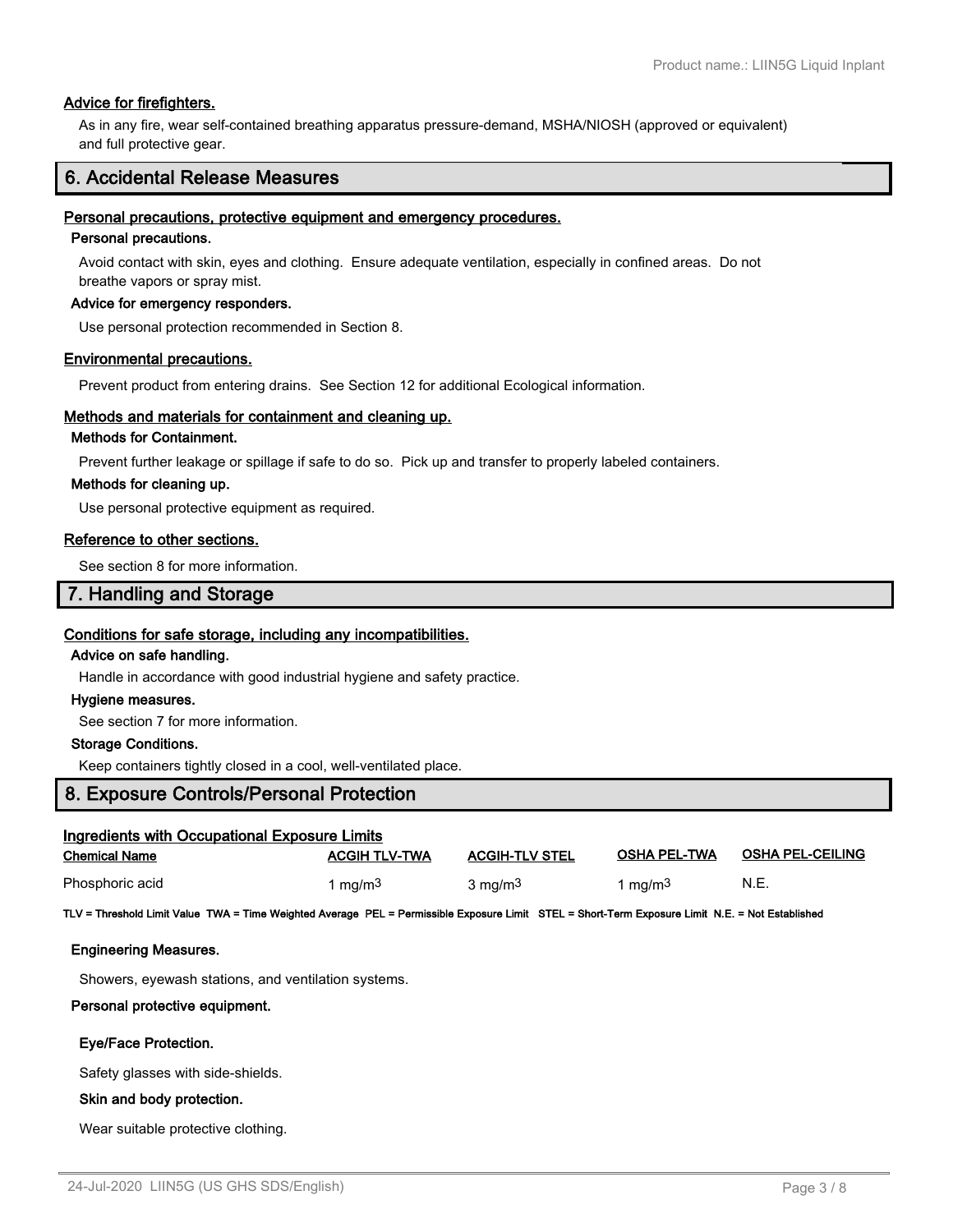### Advice for firefighters.

As in any fire, wear self-contained breathing apparatus pressure-demand, MSHA/NIOSH (approved or equivalent) and full protective gear.

## 6. Accidental Release Measures

### Personal precautions, protective equipment and emergency procedures.

**Personal precautions.**

Avoid contact with skin, eyes and clothing. Ensure adequate ventilation, especially in confined areas. Do not breathe vapors or spray mist.

**Advice for emergency responders.**

Use personal protection recommended in Section 8.

### Environmental precautions.

Prevent product from entering drains. See Section 12 for additional Ecological information.

### Methods and materials for containment and cleaning up.

**Methods for Containment.**

Prevent further leakage or spillage if safe to do so. Pick up and transfer to properly labeled containers.

**Methods for cleaning up.**

Use personal protective equipment as required.

### Reference to other sections.

See section 8 for more information.

## 7. Handling and Storage

### Conditions for safe storage, including any incompatibilities.

**Advice on safe handling.**

Handle in accordance with good industrial hygiene and safety practice.

**Hygiene measures.**

See section 7 for more information.

**Storage Conditions.**

Keep containers tightly closed in a cool, well-ventilated place.

## 8. Exposure Controls/Personal Protection

### Ingredients with Occupational Exposure Limits

| Chemical Name | ACGIH TLV-TWA | ACGIH-TLV STEL | OSHA PEL-TWA | OSHA PEL-CEILING |
|---|---|---|---|---|
| Phosphoric acid | 1 $mg/m^3$ | 3 $mg/m^3$ | 1 $mg/m^3$ | N.E. |

**TLV = Threshold Limit Value TWA = Time Weighted Average PEL = Permissible Exposure Limit STEL = Short-Term Exposure Limit N.E. = Not Established**

**Engineering Measures.**

Showers, eyewash stations, and ventilation systems.

**Personal protective equipment.**

**Eye/Face Protection.**

Safety glasses with side-shields.

**Skin and body protection.**

Wear suitable protective clothing.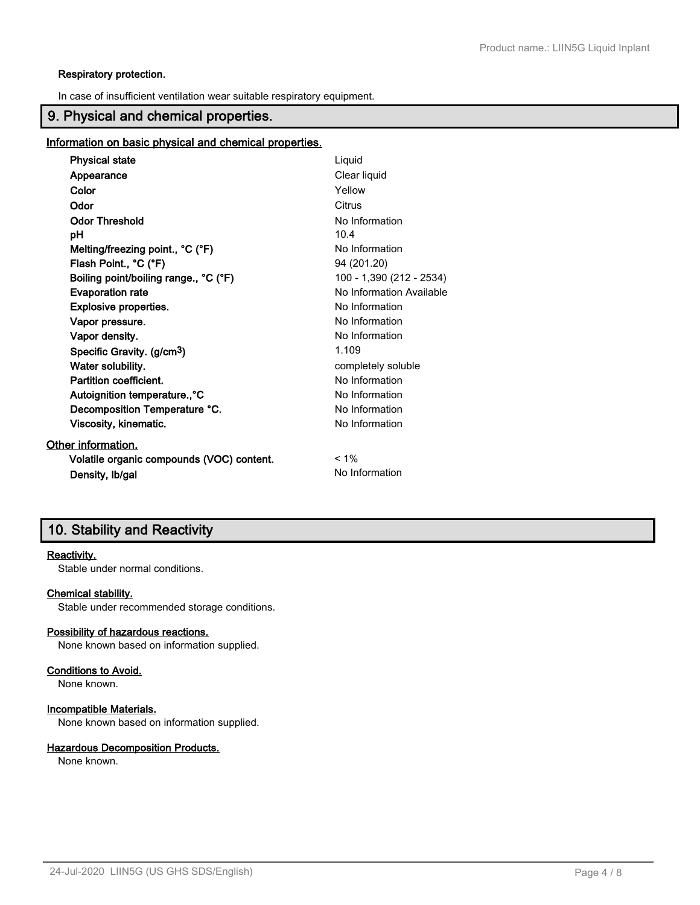**Respiratory protection.**

In case of insufficient ventilation wear suitable respiratory equipment.

## 9. Physical and chemical properties.

### Information on basic physical and chemical properties.

| Property | Value |
| --- | --- |
| **Physical state** | Liquid |
| **Appearance** | Clear liquid |
| **Color** | Yellow |
| **Odor** | Citrus |
| **Odor Threshold** | No Information |
| **pH** | 10.4 |
| **Melting/freezing point., °C (°F)** | No Information |
| **Flash Point., °C (°F)** | 94 (201.20) |
| **Boiling point/boiling range., °C (°F)** | 100 - 1,390 (212 - 2534) |
| **Evaporation rate** | No Information Available |
| **Explosive properties.** | No Information |
| **Vapor pressure.** | No Information |
| **Vapor density.** | No Information |
| **Specific Gravity. (g/cm$^3$)** | 1.109 |
| **Water solubility.** | completely soluble |
| **Partition coefficient.** | No Information |
| **Autoignition temperature.,°C** | No Information |
| **Decomposition Temperature °C.** | No Information |
| **Viscosity, kinematic.** | No Information |

### Other information.

| Property | Value |
| --- | --- |
| **Volatile organic compounds (VOC) content.** | < 1% |
| **Density, lb/gal** | No Information |

## 10. Stability and Reactivity

**Reactivity.**
Stable under normal conditions.

**Chemical stability.**
Stable under recommended storage conditions.

**Possibility of hazardous reactions.**
None known based on information supplied.

**Conditions to Avoid.**
None known.

**Incompatible Materials.**
None known based on information supplied.

**Hazardous Decomposition Products.**
None known.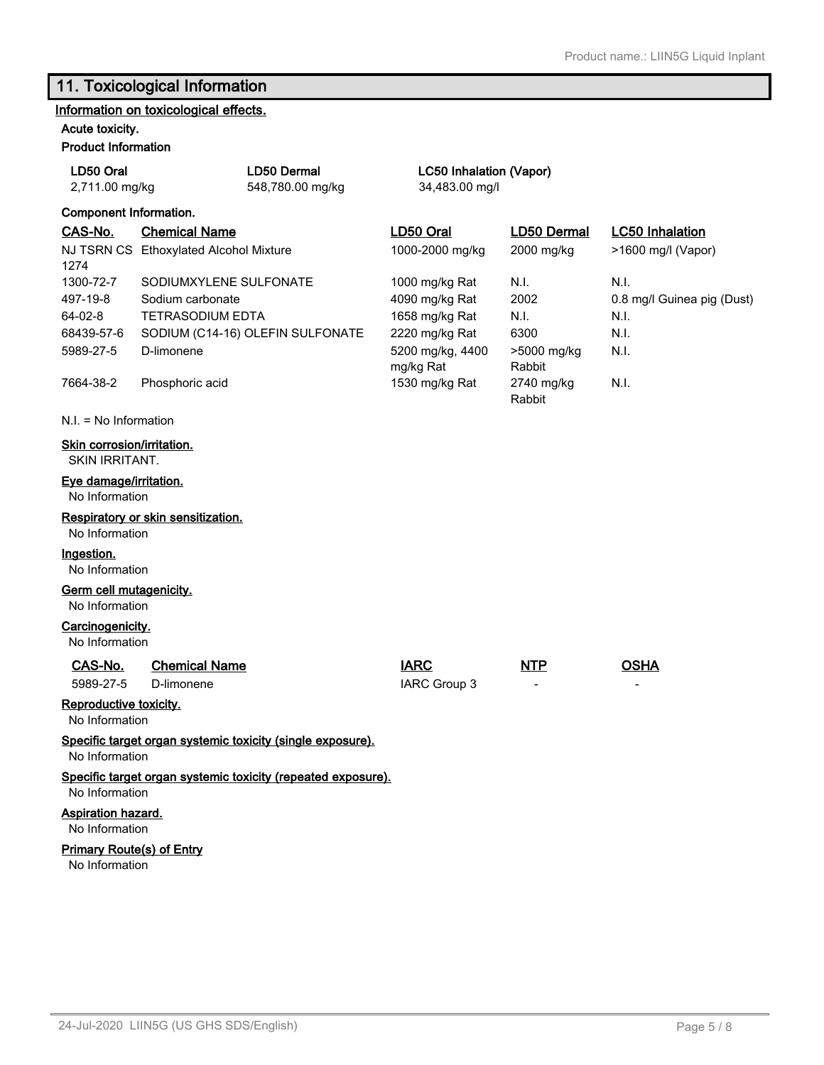## 11. Toxicological Information

### Information on toxicological effects.

**Acute toxicity.**

**Product Information**

| LD50 Oral | LD50 Dermal | LC50 Inhalation (Vapor) |
|---|---|---|
| 2,711.00 mg/kg | 548,780.00 mg/kg | 34,483.00 mg/l |

**Component Information.**

| CAS-No. | Chemical Name | LD50 Oral | LD50 Dermal | LC50 Inhalation |
|---|---|---|---|---|
| NJ TSRN CS 1274 | Ethoxylated Alcohol Mixture | 1000-2000 mg/kg | 2000 mg/kg | >1600 mg/l (Vapor) |
| 1300-72-7 | SODIUMXYLENE SULFONATE | 1000 mg/kg Rat | N.I. | N.I. |
| 497-19-8 | Sodium carbonate | 4090 mg/kg Rat | 2002 | 0.8 mg/l Guinea pig (Dust) |
| 64-02-8 | TETRASODIUM EDTA | 1658 mg/kg Rat | N.I. | N.I. |
| 68439-57-6 | SODIUM (C14-16) OLEFIN SULFONATE | 2220 mg/kg Rat | 6300 | N.I. |
| 5989-27-5 | D-limonene | 5200 mg/kg, 4400 mg/kg Rat | >5000 mg/kg Rabbit | N.I. |
| 7664-38-2 | Phosphoric acid | 1530 mg/kg Rat | 2740 mg/kg Rabbit | N.I. |

N.I. = No Information

**Skin corrosion/irritation.**

SKIN IRRITANT.

**Eye damage/irritation.**

No Information

**Respiratory or skin sensitization.**

No Information

**Ingestion.**

No Information

**Germ cell mutagenicity.**

No Information

**Carcinogenicity.**

No Information

| CAS-No. | Chemical Name | IARC | NTP | OSHA |
|---|---|---|---|---|
| 5989-27-5 | D-limonene | IARC Group 3 | - | - |

**Reproductive toxicity.**

No Information

**Specific target organ systemic toxicity (single exposure).**

No Information

**Specific target organ systemic toxicity (repeated exposure).**

No Information

**Aspiration hazard.**

No Information

**Primary Route(s) of Entry**

No Information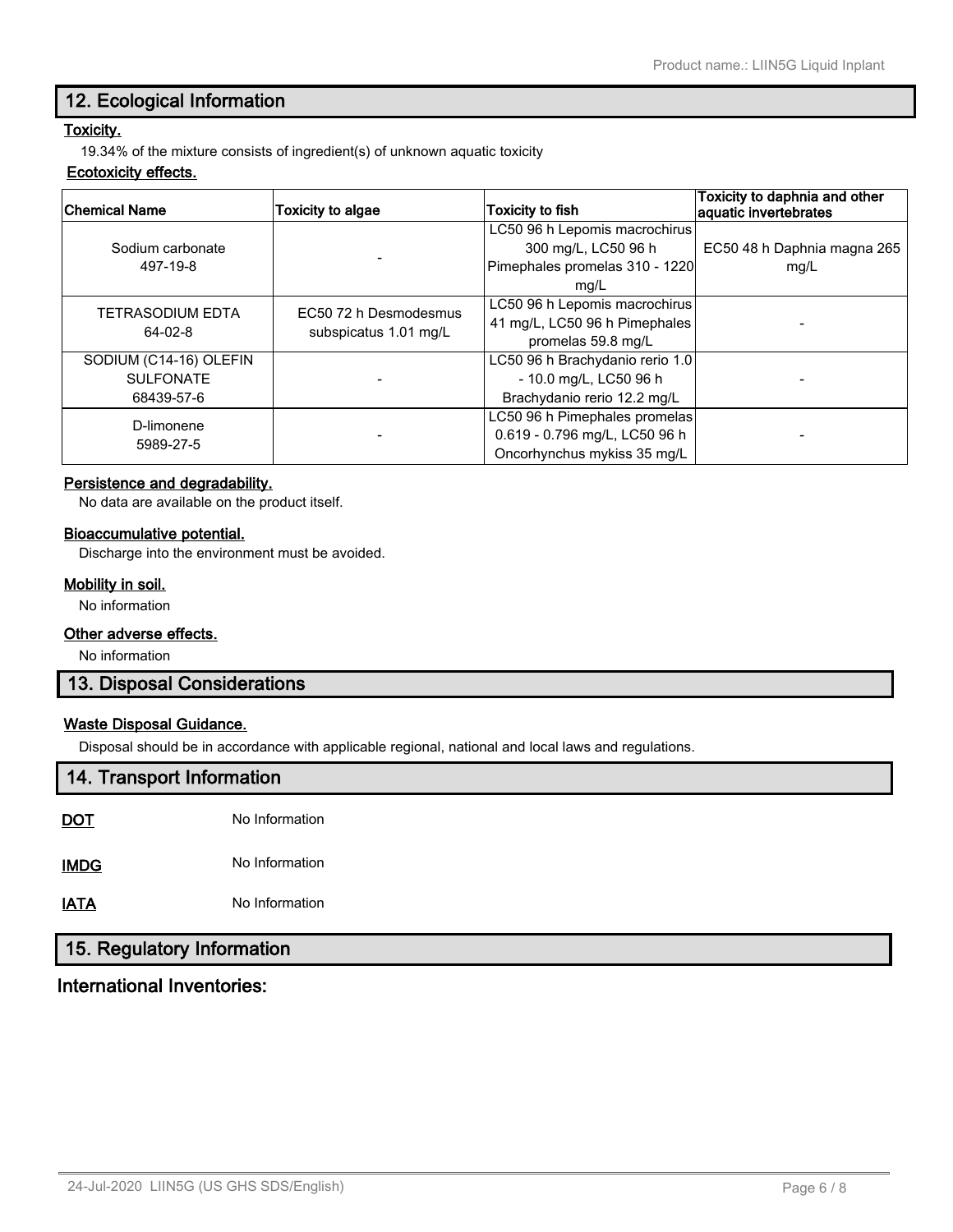## 12. Ecological Information

**Toxicity.**

19.34% of the mixture consists of ingredient(s) of unknown aquatic toxicity

**Ecotoxicity effects.**

| Chemical Name | Toxicity to algae | Toxicity to fish | Toxicity to daphnia and other aquatic invertebrates |
|---|---|---|---|
| Sodium carbonate 497-19-8 | - | LC50 96 h Lepomis macrochirus 300 mg/L, LC50 96 h Pimephales promelas 310 - 1220 mg/L | EC50 48 h Daphnia magna 265 mg/L |
| TETRASODIUM EDTA 64-02-8 | EC50 72 h Desmodesmus subspicatus 1.01 mg/L | LC50 96 h Lepomis macrochirus 41 mg/L, LC50 96 h Pimephales promelas 59.8 mg/L | - |
| SODIUM (C14-16) OLEFIN SULFONATE 68439-57-6 | - | LC50 96 h Brachydanio rerio 1.0 - 10.0 mg/L, LC50 96 h Brachydanio rerio 12.2 mg/L | - |
| D-limonene 5989-27-5 | - | LC50 96 h Pimephales promelas 0.619 - 0.796 mg/L, LC50 96 h Oncorhynchus mykiss 35 mg/L | - |

**Persistence and degradability.**

No data are available on the product itself.

**Bioaccumulative potential.**

Discharge into the environment must be avoided.

**Mobility in soil.**

No information

**Other adverse effects.**

No information

## 13. Disposal Considerations

**Waste Disposal Guidance.**

Disposal should be in accordance with applicable regional, national and local laws and regulations.

## 14. Transport Information

**DOT** No Information

**IMDG** No Information

**IATA** No Information

## 15. Regulatory Information

### International Inventories: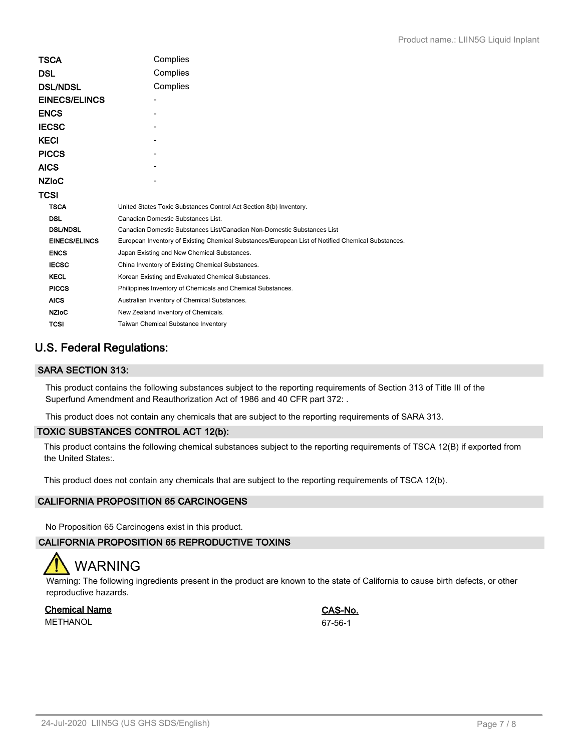| | |
|---|---|
| **TSCA** | Complies |
| **DSL** | Complies |
| **DSL/NDSL** | Complies |
| **EINECS/ELINCS** | - |
| **ENCS** | - |
| **IECSC** | - |
| **KECI** | - |
| **PICCS** | - |
| **AICS** | - |
| **NZIoC** | - |
| **TCSI** | |

| | |
|---|---|
| **TSCA** | United States Toxic Substances Control Act Section 8(b) Inventory. |
| **DSL** | Canadian Domestic Substances List. |
| **DSL/NDSL** | Canadian Domestic Substances List/Canadian Non-Domestic Substances List |
| **EINECS/ELINCS** | European Inventory of Existing Chemical Substances/European List of Notified Chemical Substances. |
| **ENCS** | Japan Existing and New Chemical Substances. |
| **IECSC** | China Inventory of Existing Chemical Substances. |
| **KECL** | Korean Existing and Evaluated Chemical Substances. |
| **PICCS** | Philippines Inventory of Chemicals and Chemical Substances. |
| **AICS** | Australian Inventory of Chemical Substances. |
| **NZIoC** | New Zealand Inventory of Chemicals. |
| **TCSI** | Taiwan Chemical Substance Inventory |

## U.S. Federal Regulations:

### SARA SECTION 313:

This product contains the following substances subject to the reporting requirements of Section 313 of Title III of the Superfund Amendment and Reauthorization Act of 1986 and 40 CFR part 372: .

This product does not contain any chemicals that are subject to the reporting requirements of SARA 313.

### TOXIC SUBSTANCES CONTROL ACT 12(b):

This product contains the following chemical substances subject to the reporting requirements of TSCA 12(B) if exported from the United States:.

This product does not contain any chemicals that are subject to the reporting requirements of TSCA 12(b).

### CALIFORNIA PROPOSITION 65 CARCINOGENS

No Proposition 65 Carcinogens exist in this product.

### CALIFORNIA PROPOSITION 65 REPRODUCTIVE TOXINS

**WARNING**

Warning: The following ingredients present in the product are known to the state of California to cause birth defects, or other reproductive hazards.

| Chemical Name | CAS-No. |
|---|---|
| METHANOL | 67-56-1 |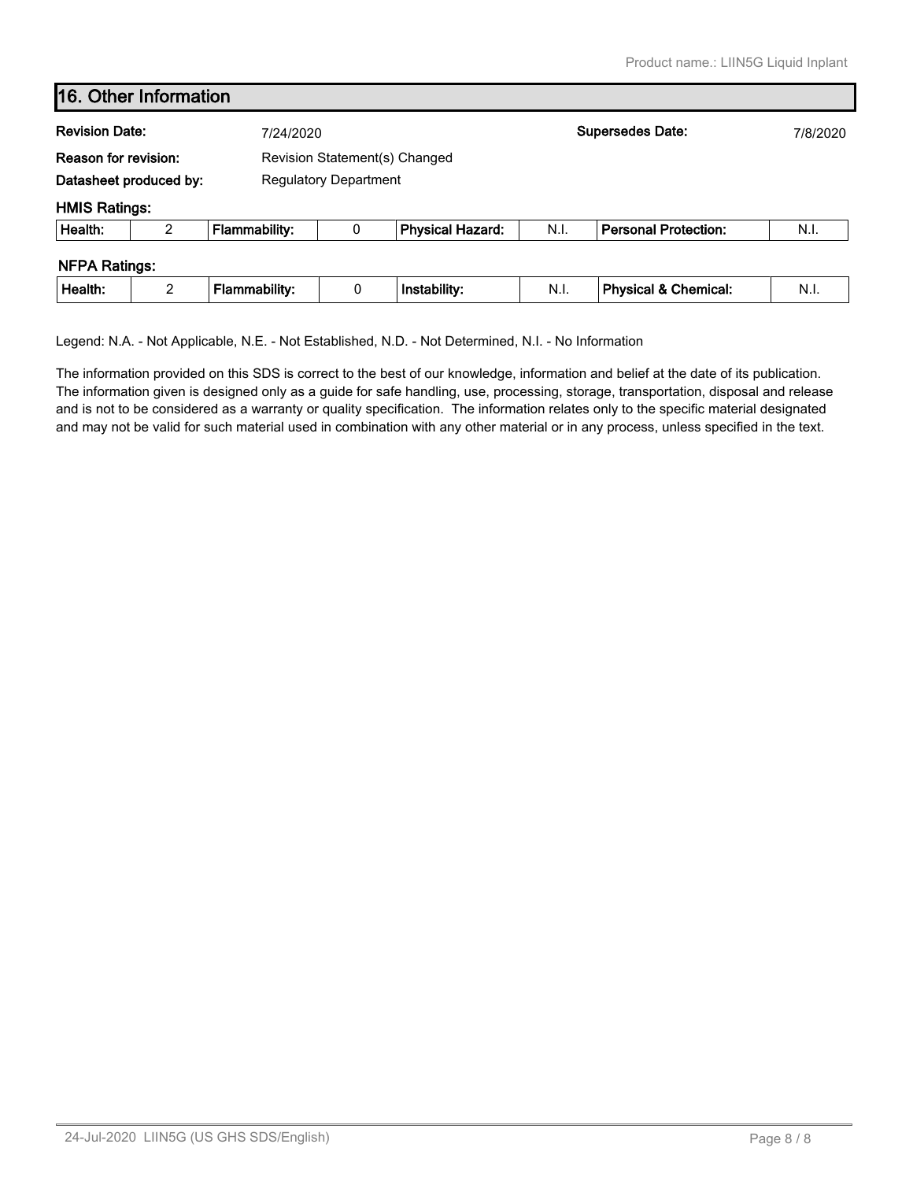## 16. Other Information

**Revision Date:** 7/24/2020 **Supersedes Date:** 7/8/2020

**Reason for revision:** Revision Statement(s) Changed

**Datasheet produced by:** Regulatory Department

**HMIS Ratings:**

| | | | | | | | |
|---|---|---|---|---|---|---|---|
| **Health:** | 2 | **Flammability:** | 0 | **Physical Hazard:** | N.I. | **Personal Protection:** | N.I. |

**NFPA Ratings:**

| | | | | | | | |
|---|---|---|---|---|---|---|---|
| **Health:** | 2 | **Flammability:** | 0 | **Instability:** | N.I. | **Physical & Chemical:** | N.I. |

Legend: N.A. - Not Applicable, N.E. - Not Established, N.D. - Not Determined, N.I. - No Information

The information provided on this SDS is correct to the best of our knowledge, information and belief at the date of its publication. The information given is designed only as a guide for safe handling, use, processing, storage, transportation, disposal and release and is not to be considered as a warranty or quality specification. The information relates only to the specific material designated and may not be valid for such material used in combination with any other material or in any process, unless specified in the text.